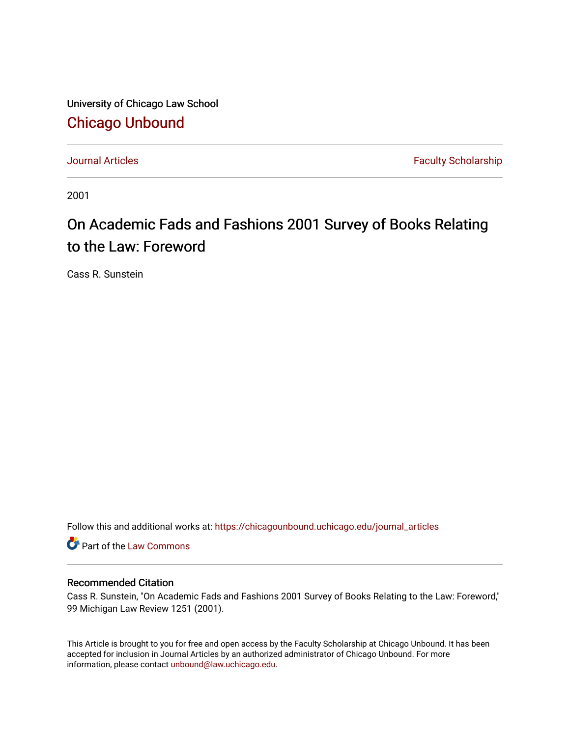University of Chicago Law School

# Chicago Unbound

Journal Articles | Faculty Scholarship

2001

# On Academic Fads and Fashions 2001 Survey of Books Relating to the Law: Foreword

Cass R. Sunstein

Follow this and additional works at: https://chicagounbound.uchicago.edu/journal_articles

Part of the Law Commons

## Recommended Citation

Cass R. Sunstein, "On Academic Fads and Fashions 2001 Survey of Books Relating to the Law: Foreword," 99 Michigan Law Review 1251 (2001).

This Article is brought to you for free and open access by the Faculty Scholarship at Chicago Unbound. It has been accepted for inclusion in Journal Articles by an authorized administrator of Chicago Unbound. For more information, please contact unbound@law.uchicago.edu.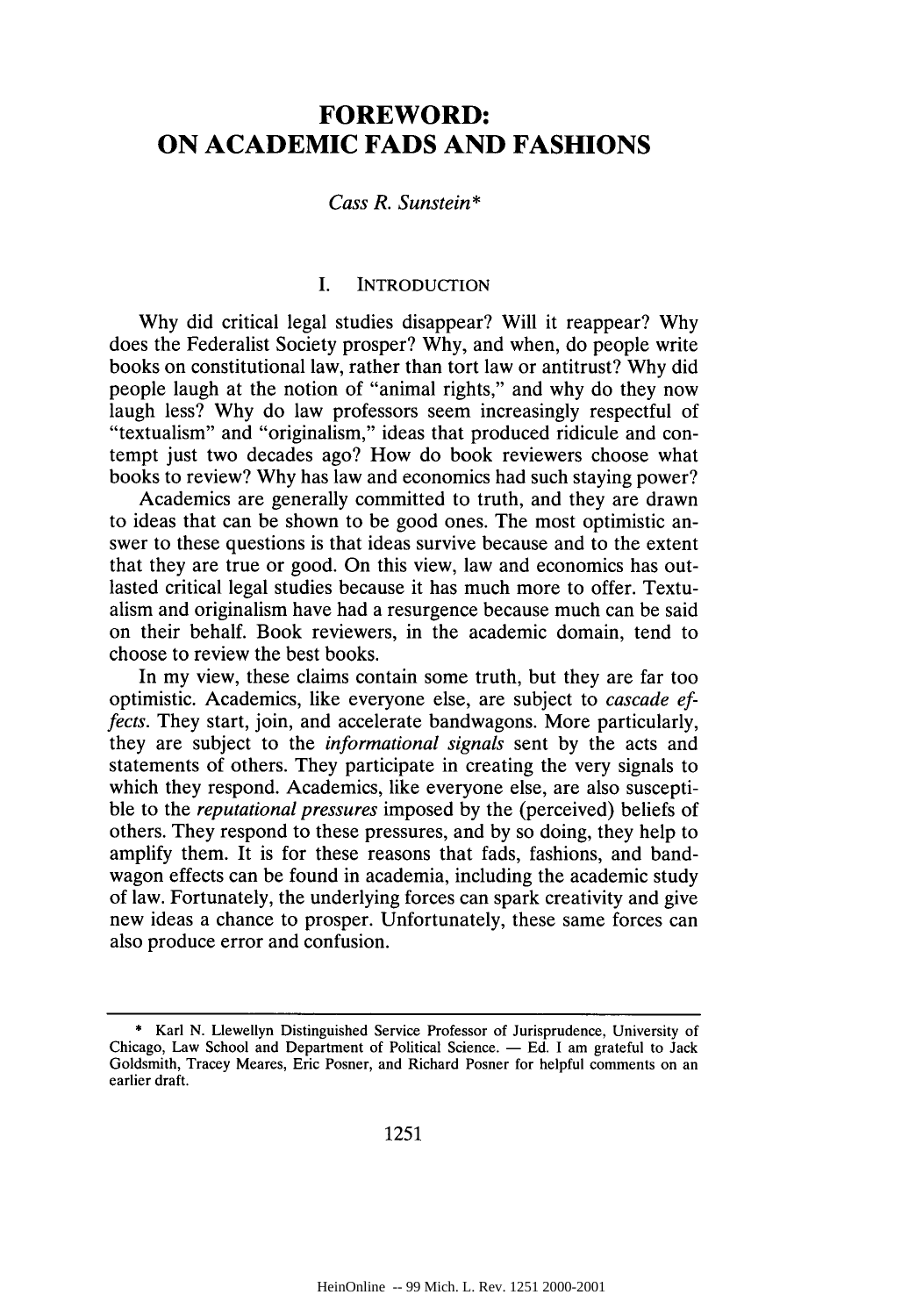# FOREWORD: ON ACADEMIC FADS AND FASHIONS

*Cass R. Sunstein**

## I. INTRODUCTION

Why did critical legal studies disappear? Will it reappear? Why does the Federalist Society prosper? Why, and when, do people write books on constitutional law, rather than tort law or antitrust? Why did people laugh at the notion of "animal rights," and why do they now laugh less? Why do law professors seem increasingly respectful of "textualism" and "originalism," ideas that produced ridicule and contempt just two decades ago? How do book reviewers choose what books to review? Why has law and economics had such staying power?

Academics are generally committed to truth, and they are drawn to ideas that can be shown to be good ones. The most optimistic answer to these questions is that ideas survive because and to the extent that they are true or good. On this view, law and economics has outlasted critical legal studies because it has much more to offer. Textualism and originalism have had a resurgence because much can be said on their behalf. Book reviewers, in the academic domain, tend to choose to review the best books.

In my view, these claims contain some truth, but they are far too optimistic. Academics, like everyone else, are subject to *cascade effects*. They start, join, and accelerate bandwagons. More particularly, they are subject to the *informational signals* sent by the acts and statements of others. They participate in creating the very signals to which they respond. Academics, like everyone else, are also susceptible to the *reputational pressures* imposed by the (perceived) beliefs of others. They respond to these pressures, and by so doing, they help to amplify them. It is for these reasons that fads, fashions, and bandwagon effects can be found in academia, including the academic study of law. Fortunately, the underlying forces can spark creativity and give new ideas a chance to prosper. Unfortunately, these same forces can also produce error and confusion.

---

\* Karl N. Llewellyn Distinguished Service Professor of Jurisprudence, University of Chicago, Law School and Department of Political Science. — Ed. I am grateful to Jack Goldsmith, Tracey Meares, Eric Posner, and Richard Posner for helpful comments on an earlier draft.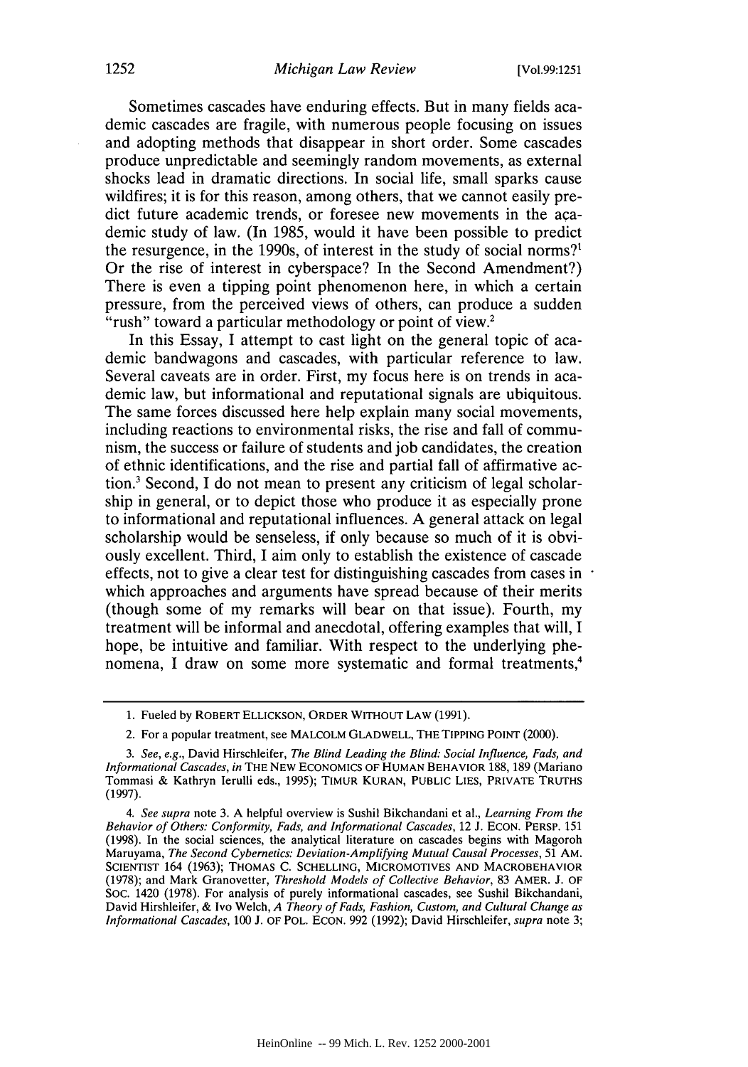Sometimes cascades have enduring effects. But in many fields academic cascades are fragile, with numerous people focusing on issues and adopting methods that disappear in short order. Some cascades produce unpredictable and seemingly random movements, as external shocks lead in dramatic directions. In social life, small sparks cause wildfires; it is for this reason, among others, that we cannot easily predict future academic trends, or foresee new movements in the academic study of law. (In 1985, would it have been possible to predict the resurgence, in the 1990s, of interest in the study of social norms?[1] Or the rise of interest in cyberspace? In the Second Amendment?) There is even a tipping point phenomenon here, in which a certain pressure, from the perceived views of others, can produce a sudden "rush" toward a particular methodology or point of view.[2]

In this Essay, I attempt to cast light on the general topic of academic bandwagons and cascades, with particular reference to law. Several caveats are in order. First, my focus here is on trends in academic law, but informational and reputational signals are ubiquitous. The same forces discussed here help explain many social movements, including reactions to environmental risks, the rise and fall of communism, the success or failure of students and job candidates, the creation of ethnic identifications, and the rise and partial fall of affirmative action.[3] Second, I do not mean to present any criticism of legal scholarship in general, or to depict those who produce it as especially prone to informational and reputational influences. A general attack on legal scholarship would be senseless, if only because so much of it is obviously excellent. Third, I aim only to establish the existence of cascade effects, not to give a clear test for distinguishing cascades from cases in which approaches and arguments have spread because of their merits (though some of my remarks will bear on that issue). Fourth, my treatment will be informal and anecdotal, offering examples that will, I hope, be intuitive and familiar. With respect to the underlying phenomena, I draw on some more systematic and formal treatments,[4]

---

1. Fueled by ROBERT ELLICKSON, ORDER WITHOUT LAW (1991).

2. For a popular treatment, see MALCOLM GLADWELL, THE TIPPING POINT (2000).

3. *See, e.g.*, David Hirschleifer, *The Blind Leading the Blind: Social Influence, Fads, and Informational Cascades*, *in* THE NEW ECONOMICS OF HUMAN BEHAVIOR 188, 189 (Mariano Tommasi & Kathryn Ierulli eds., 1995); TIMUR KURAN, PUBLIC LIES, PRIVATE TRUTHS (1997).

4. *See supra* note 3. A helpful overview is Sushil Bikchandani et al., *Learning From the Behavior of Others: Conformity, Fads, and Informational Cascades*, 12 J. ECON. PERSP. 151 (1998). In the social sciences, the analytical literature on cascades begins with Magoroh Maruyama, *The Second Cybernetics: Deviation-Amplifying Mutual Causal Processes*, 51 AM. SCIENTIST 164 (1963); THOMAS C. SCHELLING, MICROMOTIVES AND MACROBEHAVIOR (1978); and Mark Granovetter, *Threshold Models of Collective Behavior*, 83 AMER. J. OF SOC. 1420 (1978). For analysis of purely informational cascades, see Sushil Bikchandani, David Hirshleifer, & Ivo Welch, *A Theory of Fads, Fashion, Custom, and Cultural Change as Informational Cascades*, 100 J. OF POL. ECON. 992 (1992); David Hirschleifer, *supra* note 3;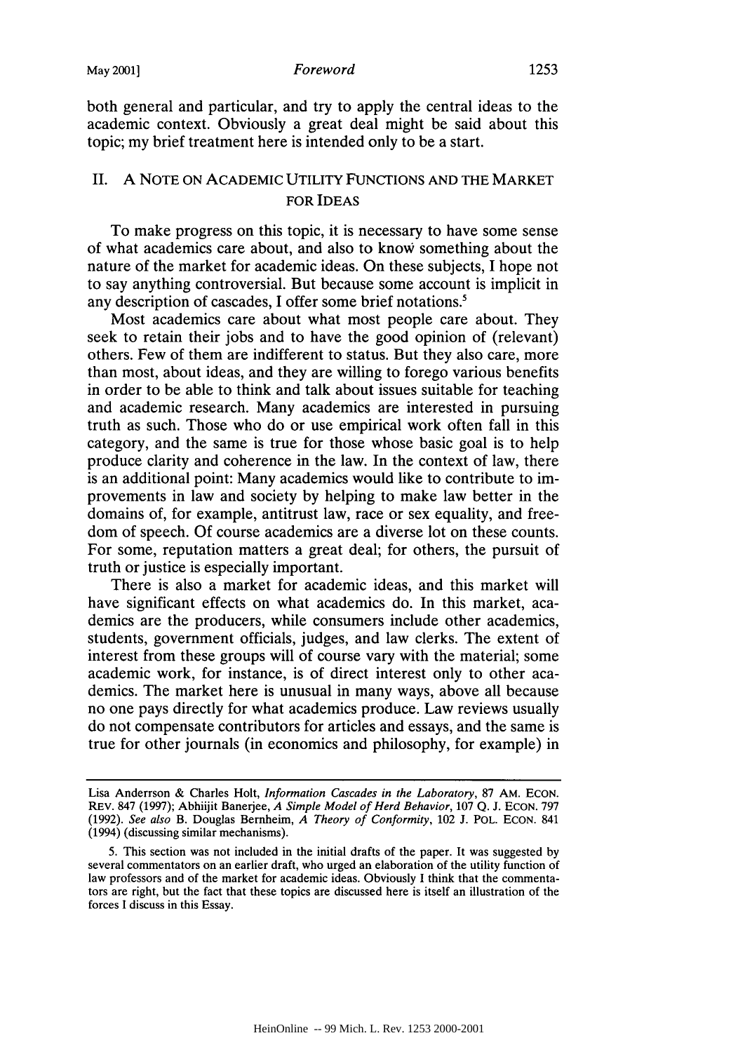both general and particular, and try to apply the central ideas to the academic context. Obviously a great deal might be said about this topic; my brief treatment here is intended only to be a start.

## II. A Note on Academic Utility Functions and the Market for Ideas

To make progress on this topic, it is necessary to have some sense of what academics care about, and also to know something about the nature of the market for academic ideas. On these subjects, I hope not to say anything controversial. But because some account is implicit in any description of cascades, I offer some brief notations.[5]

Most academics care about what most people care about. They seek to retain their jobs and to have the good opinion of (relevant) others. Few of them are indifferent to status. But they also care, more than most, about ideas, and they are willing to forego various benefits in order to be able to think and talk about issues suitable for teaching and academic research. Many academics are interested in pursuing truth as such. Those who do or use empirical work often fall in this category, and the same is true for those whose basic goal is to help produce clarity and coherence in the law. In the context of law, there is an additional point: Many academics would like to contribute to improvements in law and society by helping to make law better in the domains of, for example, antitrust law, race or sex equality, and freedom of speech. Of course academics are a diverse lot on these counts. For some, reputation matters a great deal; for others, the pursuit of truth or justice is especially important.

There is also a market for academic ideas, and this market will have significant effects on what academics do. In this market, academics are the producers, while consumers include other academics, students, government officials, judges, and law clerks. The extent of interest from these groups will of course vary with the material; some academic work, for instance, is of direct interest only to other academics. The market here is unusual in many ways, above all because no one pays directly for what academics produce. Law reviews usually do not compensate contributors for articles and essays, and the same is true for other journals (in economics and philosophy, for example) in

---

Lisa Anderrson & Charles Holt, *Information Cascades in the Laboratory*, 87 AM. ECON. REV. 847 (1997); Abhiijit Banerjee, *A Simple Model of Herd Behavior*, 107 Q. J. ECON. 797 (1992). *See also* B. Douglas Bernheim, *A Theory of Conformity*, 102 J. POL. ECON. 841 (1994) (discussing similar mechanisms).

5. This section was not included in the initial drafts of the paper. It was suggested by several commentators on an earlier draft, who urged an elaboration of the utility function of law professors and of the market for academic ideas. Obviously I think that the commentators are right, but the fact that these topics are discussed here is itself an illustration of the forces I discuss in this Essay.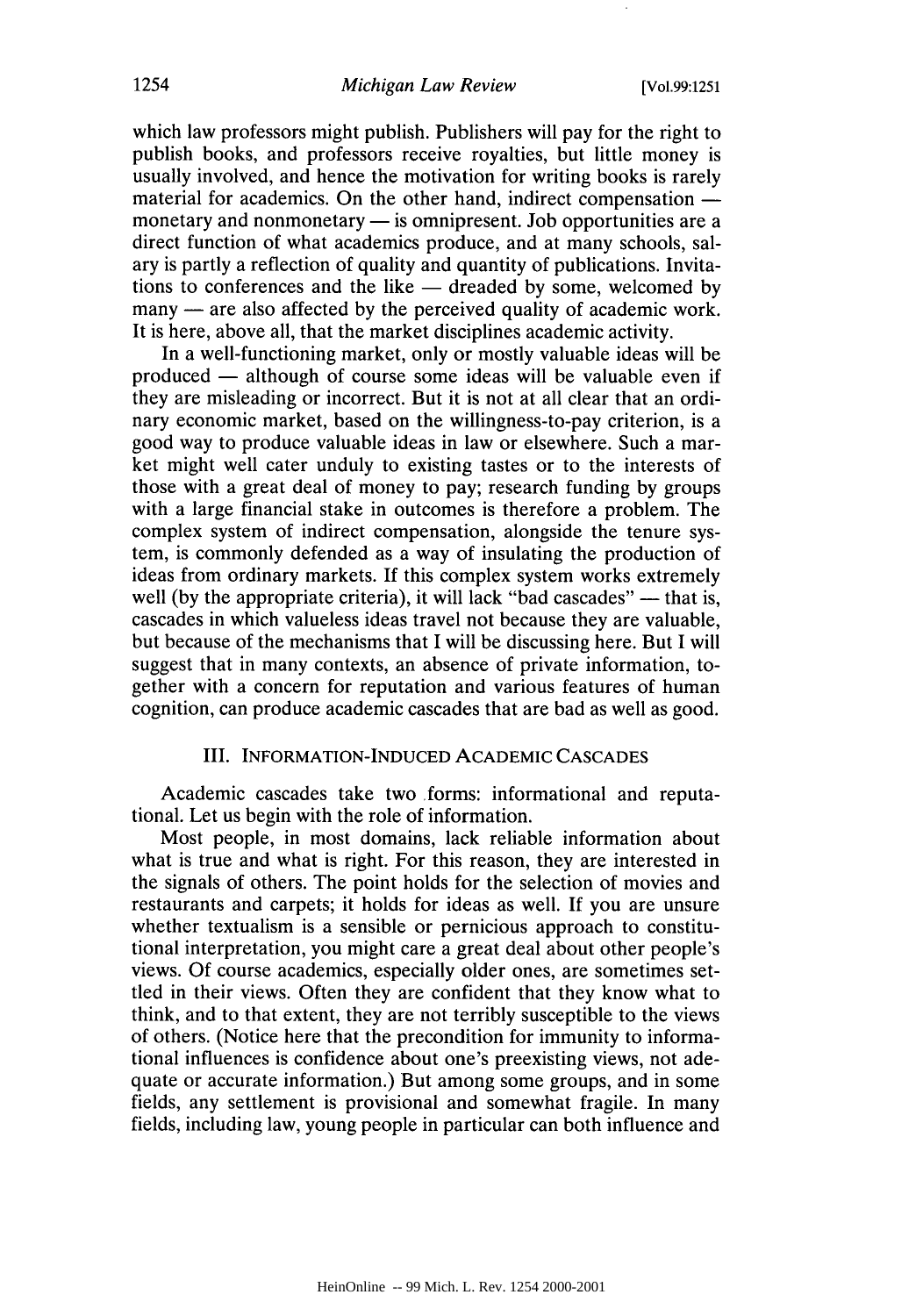which law professors might publish. Publishers will pay for the right to publish books, and professors receive royalties, but little money is usually involved, and hence the motivation for writing books is rarely material for academics. On the other hand, indirect compensation — monetary and nonmonetary — is omnipresent. Job opportunities are a direct function of what academics produce, and at many schools, salary is partly a reflection of quality and quantity of publications. Invitations to conferences and the like — dreaded by some, welcomed by many — are also affected by the perceived quality of academic work. It is here, above all, that the market disciplines academic activity.

In a well-functioning market, only or mostly valuable ideas will be produced — although of course some ideas will be valuable even if they are misleading or incorrect. But it is not at all clear that an ordinary economic market, based on the willingness-to-pay criterion, is a good way to produce valuable ideas in law or elsewhere. Such a market might well cater unduly to existing tastes or to the interests of those with a great deal of money to pay; research funding by groups with a large financial stake in outcomes is therefore a problem. The complex system of indirect compensation, alongside the tenure system, is commonly defended as a way of insulating the production of ideas from ordinary markets. If this complex system works extremely well (by the appropriate criteria), it will lack "bad cascades" — that is, cascades in which valueless ideas travel not because they are valuable, but because of the mechanisms that I will be discussing here. But I will suggest that in many contexts, an absence of private information, together with a concern for reputation and various features of human cognition, can produce academic cascades that are bad as well as good.

## III. INFORMATION-INDUCED ACADEMIC CASCADES

Academic cascades take two forms: informational and reputational. Let us begin with the role of information.

Most people, in most domains, lack reliable information about what is true and what is right. For this reason, they are interested in the signals of others. The point holds for the selection of movies and restaurants and carpets; it holds for ideas as well. If you are unsure whether textualism is a sensible or pernicious approach to constitutional interpretation, you might care a great deal about other people's views. Of course academics, especially older ones, are sometimes settled in their views. Often they are confident that they know what to think, and to that extent, they are not terribly susceptible to the views of others. (Notice here that the precondition for immunity to informational influences is confidence about one's preexisting views, not adequate or accurate information.) But among some groups, and in some fields, any settlement is provisional and somewhat fragile. In many fields, including law, young people in particular can both influence and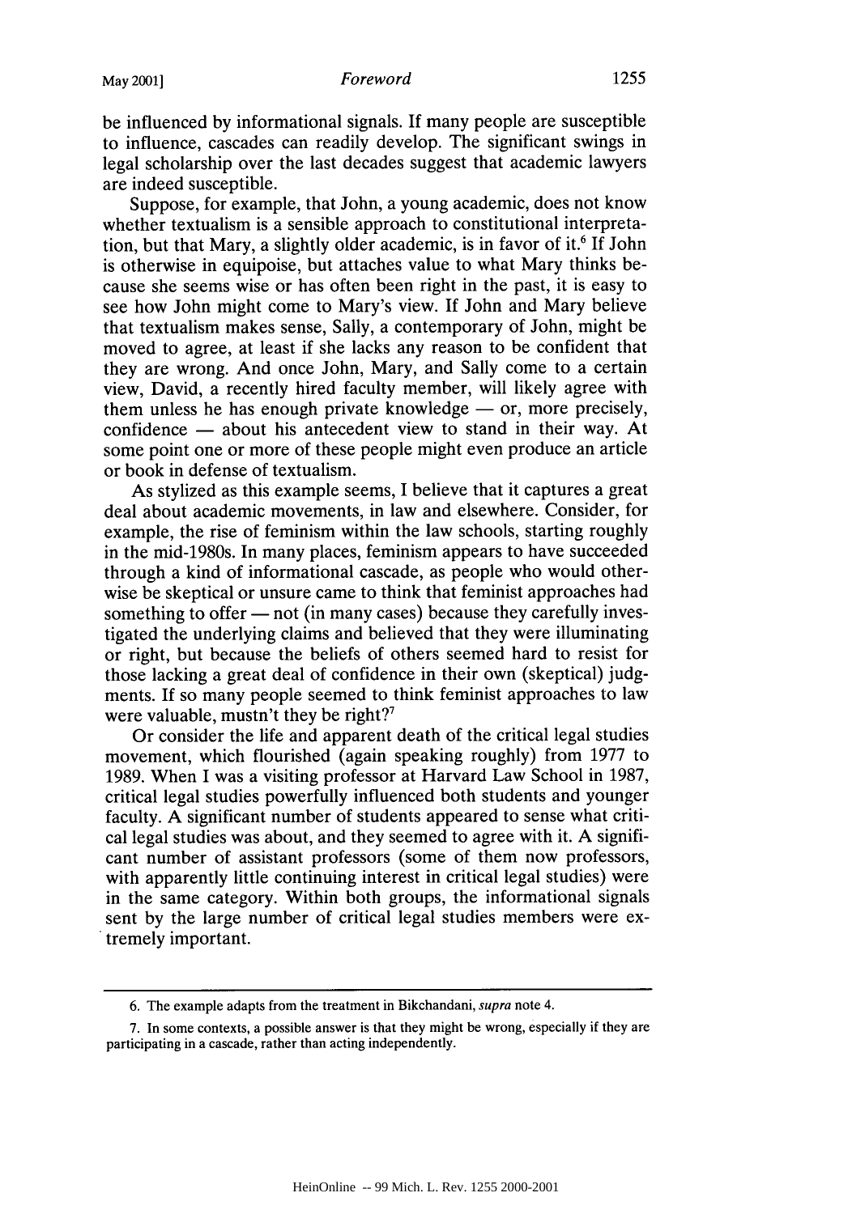be influenced by informational signals. If many people are susceptible to influence, cascades can readily develop. The significant swings in legal scholarship over the last decades suggest that academic lawyers are indeed susceptible.

Suppose, for example, that John, a young academic, does not know whether textualism is a sensible approach to constitutional interpretation, but that Mary, a slightly older academic, is in favor of it.[6] If John is otherwise in equipoise, but attaches value to what Mary thinks because she seems wise or has often been right in the past, it is easy to see how John might come to Mary's view. If John and Mary believe that textualism makes sense, Sally, a contemporary of John, might be moved to agree, at least if she lacks any reason to be confident that they are wrong. And once John, Mary, and Sally come to a certain view, David, a recently hired faculty member, will likely agree with them unless he has enough private knowledge — or, more precisely, confidence — about his antecedent view to stand in their way. At some point one or more of these people might even produce an article or book in defense of textualism.

As stylized as this example seems, I believe that it captures a great deal about academic movements, in law and elsewhere. Consider, for example, the rise of feminism within the law schools, starting roughly in the mid-1980s. In many places, feminism appears to have succeeded through a kind of informational cascade, as people who would otherwise be skeptical or unsure came to think that feminist approaches had something to offer — not (in many cases) because they carefully investigated the underlying claims and believed that they were illuminating or right, but because the beliefs of others seemed hard to resist for those lacking a great deal of confidence in their own (skeptical) judgments. If so many people seemed to think feminist approaches to law were valuable, mustn't they be right?[7]

Or consider the life and apparent death of the critical legal studies movement, which flourished (again speaking roughly) from 1977 to 1989. When I was a visiting professor at Harvard Law School in 1987, critical legal studies powerfully influenced both students and younger faculty. A significant number of students appeared to sense what critical legal studies was about, and they seemed to agree with it. A significant number of assistant professors (some of them now professors, with apparently little continuing interest in critical legal studies) were in the same category. Within both groups, the informational signals sent by the large number of critical legal studies members were extremely important.

---

6. The example adapts from the treatment in Bikchandani, *supra* note 4.

7. In some contexts, a possible answer is that they might be wrong, especially if they are participating in a cascade, rather than acting independently.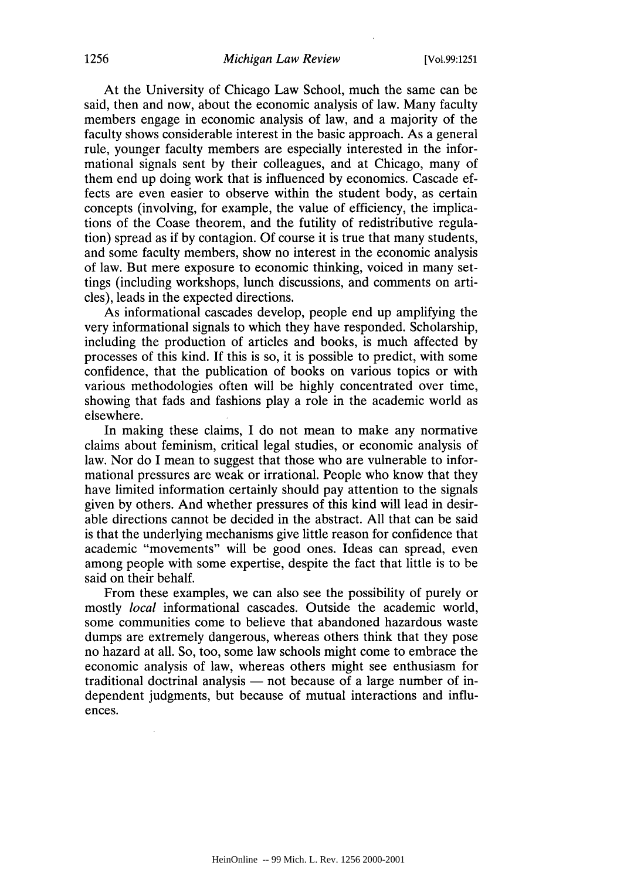At the University of Chicago Law School, much the same can be said, then and now, about the economic analysis of law. Many faculty members engage in economic analysis of law, and a majority of the faculty shows considerable interest in the basic approach. As a general rule, younger faculty members are especially interested in the informational signals sent by their colleagues, and at Chicago, many of them end up doing work that is influenced by economics. Cascade effects are even easier to observe within the student body, as certain concepts (involving, for example, the value of efficiency, the implications of the Coase theorem, and the futility of redistributive regulation) spread as if by contagion. Of course it is true that many students, and some faculty members, show no interest in the economic analysis of law. But mere exposure to economic thinking, voiced in many settings (including workshops, lunch discussions, and comments on articles), leads in the expected directions.

As informational cascades develop, people end up amplifying the very informational signals to which they have responded. Scholarship, including the production of articles and books, is much affected by processes of this kind. If this is so, it is possible to predict, with some confidence, that the publication of books on various topics or with various methodologies often will be highly concentrated over time, showing that fads and fashions play a role in the academic world as elsewhere.

In making these claims, I do not mean to make any normative claims about feminism, critical legal studies, or economic analysis of law. Nor do I mean to suggest that those who are vulnerable to informational pressures are weak or irrational. People who know that they have limited information certainly should pay attention to the signals given by others. And whether pressures of this kind will lead in desirable directions cannot be decided in the abstract. All that can be said is that the underlying mechanisms give little reason for confidence that academic "movements" will be good ones. Ideas can spread, even among people with some expertise, despite the fact that little is to be said on their behalf.

From these examples, we can also see the possibility of purely or mostly *local* informational cascades. Outside the academic world, some communities come to believe that abandoned hazardous waste dumps are extremely dangerous, whereas others think that they pose no hazard at all. So, too, some law schools might come to embrace the economic analysis of law, whereas others might see enthusiasm for traditional doctrinal analysis — not because of a large number of independent judgments, but because of mutual interactions and influences.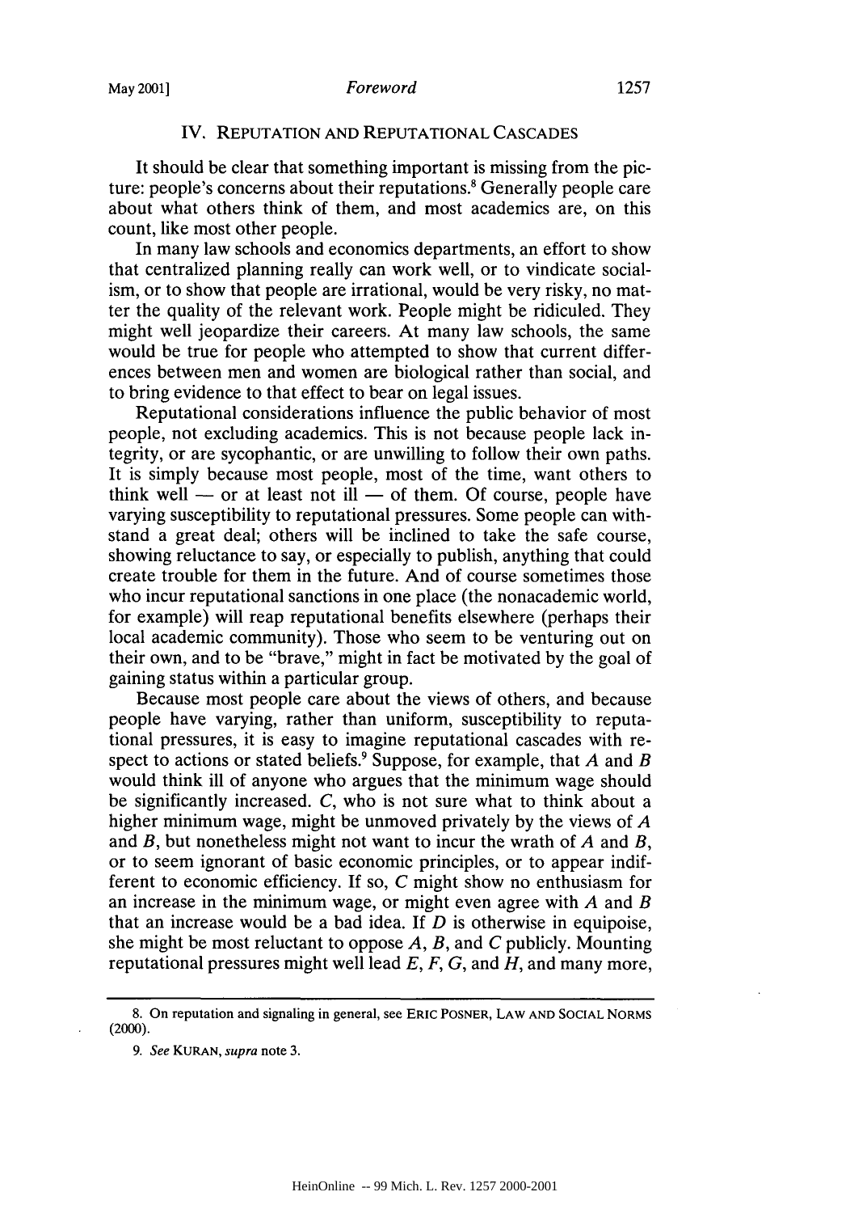## IV. Reputation and Reputational Cascades

It should be clear that something important is missing from the picture: people's concerns about their reputations.[8] Generally people care about what others think of them, and most academics are, on this count, like most other people.

In many law schools and economics departments, an effort to show that centralized planning really can work well, or to vindicate socialism, or to show that people are irrational, would be very risky, no matter the quality of the relevant work. People might be ridiculed. They might well jeopardize their careers. At many law schools, the same would be true for people who attempted to show that current differences between men and women are biological rather than social, and to bring evidence to that effect to bear on legal issues.

Reputational considerations influence the public behavior of most people, not excluding academics. This is not because people lack integrity, or are sycophantic, or are unwilling to follow their own paths. It is simply because most people, most of the time, want others to think well — or at least not ill — of them. Of course, people have varying susceptibility to reputational pressures. Some people can withstand a great deal; others will be inclined to take the safe course, showing reluctance to say, or especially to publish, anything that could create trouble for them in the future. And of course sometimes those who incur reputational sanctions in one place (the nonacademic world, for example) will reap reputational benefits elsewhere (perhaps their local academic community). Those who seem to be venturing out on their own, and to be "brave," might in fact be motivated by the goal of gaining status within a particular group.

Because most people care about the views of others, and because people have varying, rather than uniform, susceptibility to reputational pressures, it is easy to imagine reputational cascades with respect to actions or stated beliefs.[9] Suppose, for example, that *A* and *B* would think ill of anyone who argues that the minimum wage should be significantly increased. *C*, who is not sure what to think about a higher minimum wage, might be unmoved privately by the views of *A* and *B*, but nonetheless might not want to incur the wrath of *A* and *B*, or to seem ignorant of basic economic principles, or to appear indifferent to economic efficiency. If so, *C* might show no enthusiasm for an increase in the minimum wage, or might even agree with *A* and *B* that an increase would be a bad idea. If *D* is otherwise in equipoise, she might be most reluctant to oppose *A*, *B*, and *C* publicly. Mounting reputational pressures might well lead *E*, *F*, *G*, and *H*, and many more,

---

8. On reputation and signaling in general, see ERIC POSNER, LAW AND SOCIAL NORMS (2000).

9. *See* KURAN, *supra* note 3.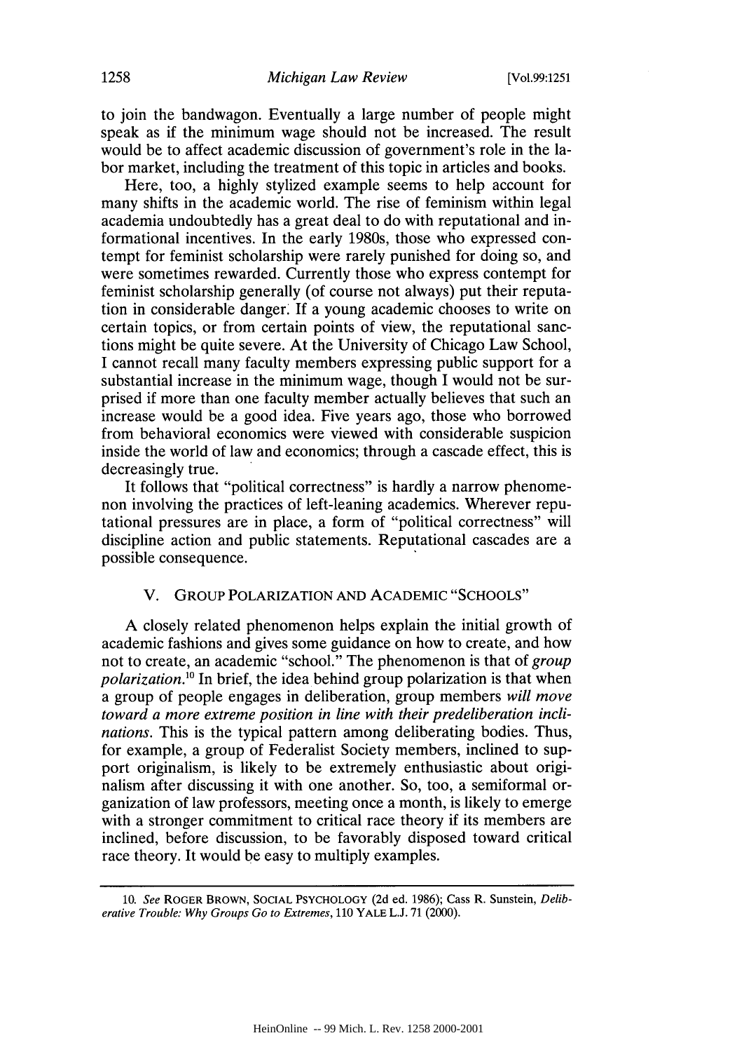to join the bandwagon. Eventually a large number of people might speak as if the minimum wage should not be increased. The result would be to affect academic discussion of government's role in the labor market, including the treatment of this topic in articles and books.

Here, too, a highly stylized example seems to help account for many shifts in the academic world. The rise of feminism within legal academia undoubtedly has a great deal to do with reputational and informational incentives. In the early 1980s, those who expressed contempt for feminist scholarship were rarely punished for doing so, and were sometimes rewarded. Currently those who express contempt for feminist scholarship generally (of course not always) put their reputation in considerable danger. If a young academic chooses to write on certain topics, or from certain points of view, the reputational sanctions might be quite severe. At the University of Chicago Law School, I cannot recall many faculty members expressing public support for a substantial increase in the minimum wage, though I would not be surprised if more than one faculty member actually believes that such an increase would be a good idea. Five years ago, those who borrowed from behavioral economics were viewed with considerable suspicion inside the world of law and economics; through a cascade effect, this is decreasingly true.

It follows that "political correctness" is hardly a narrow phenomenon involving the practices of left-leaning academics. Wherever reputational pressures are in place, a form of "political correctness" will discipline action and public statements. Reputational cascades are a possible consequence.

## V. Group Polarization and Academic "Schools"

A closely related phenomenon helps explain the initial growth of academic fashions and gives some guidance on how to create, and how not to create, an academic "school." The phenomenon is that of *group polarization*.[10] In brief, the idea behind group polarization is that when a group of people engages in deliberation, group members *will move toward a more extreme position in line with their predeliberation inclinations*. This is the typical pattern among deliberating bodies. Thus, for example, a group of Federalist Society members, inclined to support originalism, is likely to be extremely enthusiastic about originalism after discussing it with one another. So, too, a semiformal organization of law professors, meeting once a month, is likely to emerge with a stronger commitment to critical race theory if its members are inclined, before discussion, to be favorably disposed toward critical race theory. It would be easy to multiply examples.

---

10. *See* Roger Brown, Social Psychology (2d ed. 1986); Cass R. Sunstein, *Deliberative Trouble: Why Groups Go to Extremes*, 110 Yale L.J. 71 (2000).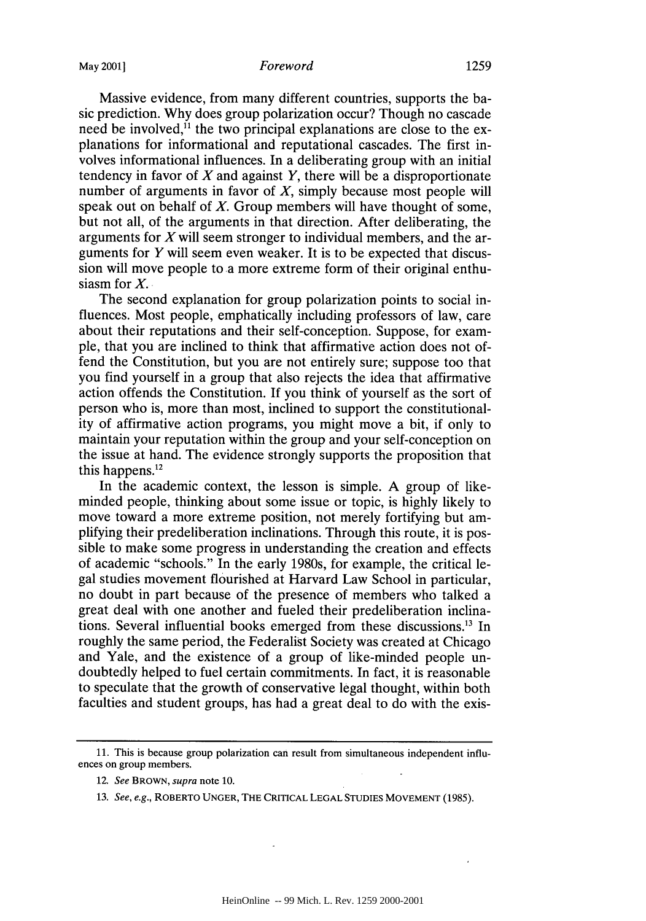Massive evidence, from many different countries, supports the basic prediction. Why does group polarization occur? Though no cascade need be involved,[11] the two principal explanations are close to the explanations for informational and reputational cascades. The first involves informational influences. In a deliberating group with an initial tendency in favor of *X* and against *Y*, there will be a disproportionate number of arguments in favor of *X*, simply because most people will speak out on behalf of *X*. Group members will have thought of some, but not all, of the arguments in that direction. After deliberating, the arguments for *X* will seem stronger to individual members, and the arguments for *Y* will seem even weaker. It is to be expected that discussion will move people to a more extreme form of their original enthusiasm for *X*.

The second explanation for group polarization points to social influences. Most people, emphatically including professors of law, care about their reputations and their self-conception. Suppose, for example, that you are inclined to think that affirmative action does not offend the Constitution, but you are not entirely sure; suppose too that you find yourself in a group that also rejects the idea that affirmative action offends the Constitution. If you think of yourself as the sort of person who is, more than most, inclined to support the constitutionality of affirmative action programs, you might move a bit, if only to maintain your reputation within the group and your self-conception on the issue at hand. The evidence strongly supports the proposition that this happens.[12]

In the academic context, the lesson is simple. A group of like-minded people, thinking about some issue or topic, is highly likely to move toward a more extreme position, not merely fortifying but amplifying their predeliberation inclinations. Through this route, it is possible to make some progress in understanding the creation and effects of academic "schools." In the early 1980s, for example, the critical legal studies movement flourished at Harvard Law School in particular, no doubt in part because of the presence of members who talked a great deal with one another and fueled their predeliberation inclinations. Several influential books emerged from these discussions.[13] In roughly the same period, the Federalist Society was created at Chicago and Yale, and the existence of a group of like-minded people undoubtedly helped to fuel certain commitments. In fact, it is reasonable to speculate that the growth of conservative legal thought, within both faculties and student groups, has had a great deal to do with the exis-

---

11. This is because group polarization can result from simultaneous independent influences on group members.

12. *See* BROWN, *supra* note 10.

13. *See, e.g.*, ROBERTO UNGER, THE CRITICAL LEGAL STUDIES MOVEMENT (1985).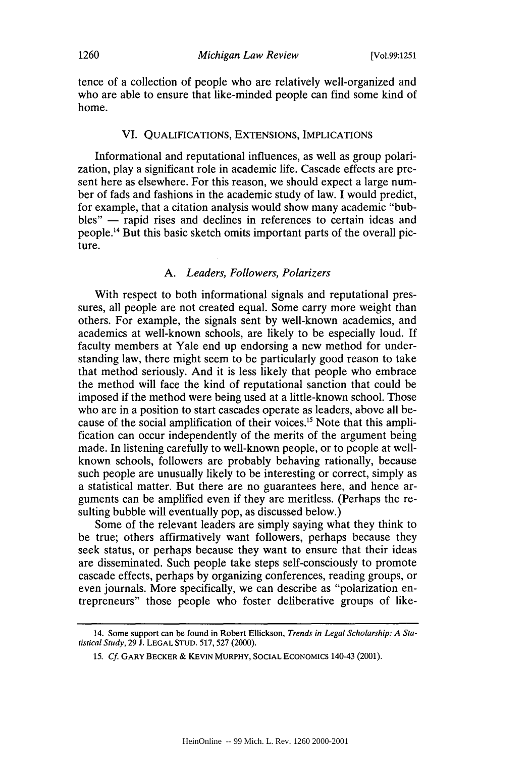tence of a collection of people who are relatively well-organized and who are able to ensure that like-minded people can find some kind of home.

## VI. Qualifications, Extensions, Implications

Informational and reputational influences, as well as group polarization, play a significant role in academic life. Cascade effects are present here as elsewhere. For this reason, we should expect a large number of fads and fashions in the academic study of law. I would predict, for example, that a citation analysis would show many academic "bubbles" — rapid rises and declines in references to certain ideas and people.[14] But this basic sketch omits important parts of the overall picture.

### A. *Leaders, Followers, Polarizers*

With respect to both informational signals and reputational pressures, all people are not created equal. Some carry more weight than others. For example, the signals sent by well-known academics, and academics at well-known schools, are likely to be especially loud. If faculty members at Yale end up endorsing a new method for understanding law, there might seem to be particularly good reason to take that method seriously. And it is less likely that people who embrace the method will face the kind of reputational sanction that could be imposed if the method were being used at a little-known school. Those who are in a position to start cascades operate as leaders, above all because of the social amplification of their voices.[15] Note that this amplification can occur independently of the merits of the argument being made. In listening carefully to well-known people, or to people at well-known schools, followers are probably behaving rationally, because such people are unusually likely to be interesting or correct, simply as a statistical matter. But there are no guarantees here, and hence arguments can be amplified even if they are meritless. (Perhaps the resulting bubble will eventually pop, as discussed below.)

Some of the relevant leaders are simply saying what they think to be true; others affirmatively want followers, perhaps because they seek status, or perhaps because they want to ensure that their ideas are disseminated. Such people take steps self-consciously to promote cascade effects, perhaps by organizing conferences, reading groups, or even journals. More specifically, we can describe as "polarization entrepreneurs" those people who foster deliberative groups of like-

---

14. Some support can be found in Robert Ellickson, *Trends in Legal Scholarship: A Statistical Study*, 29 J. LEGAL STUD. 517, 527 (2000).

15. *Cf.* GARY BECKER & KEVIN MURPHY, SOCIAL ECONOMICS 140-43 (2001).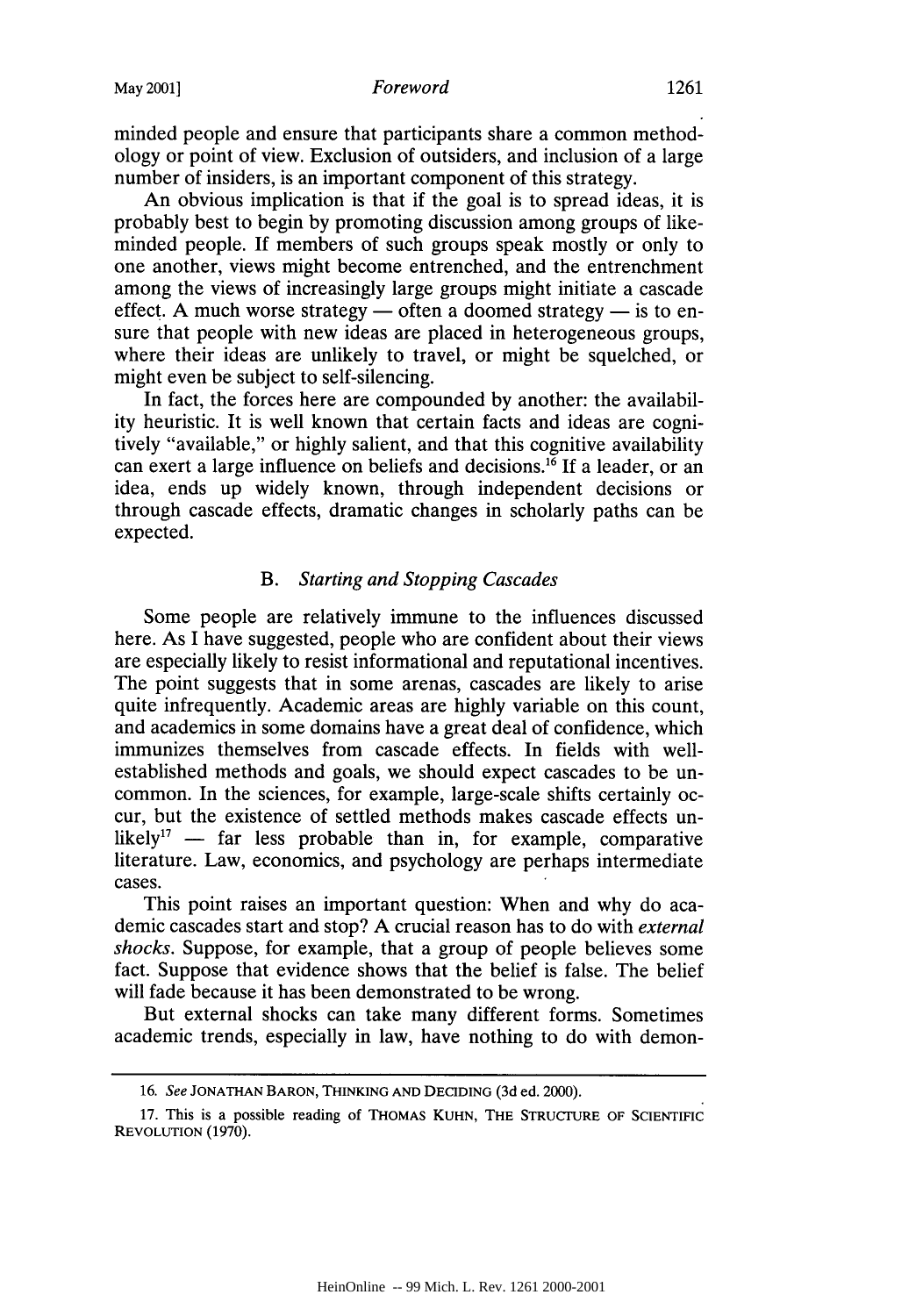minded people and ensure that participants share a common methodology or point of view. Exclusion of outsiders, and inclusion of a large number of insiders, is an important component of this strategy.

An obvious implication is that if the goal is to spread ideas, it is probably best to begin by promoting discussion among groups of like-minded people. If members of such groups speak mostly or only to one another, views might become entrenched, and the entrenchment among the views of increasingly large groups might initiate a cascade effect. A much worse strategy — often a doomed strategy — is to ensure that people with new ideas are placed in heterogeneous groups, where their ideas are unlikely to travel, or might be squelched, or might even be subject to self-silencing.

In fact, the forces here are compounded by another: the availability heuristic. It is well known that certain facts and ideas are cognitively "available," or highly salient, and that this cognitive availability can exert a large influence on beliefs and decisions.[16] If a leader, or an idea, ends up widely known, through independent decisions or through cascade effects, dramatic changes in scholarly paths can be expected.

### B. *Starting and Stopping Cascades*

Some people are relatively immune to the influences discussed here. As I have suggested, people who are confident about their views are especially likely to resist informational and reputational incentives. The point suggests that in some arenas, cascades are likely to arise quite infrequently. Academic areas are highly variable on this count, and academics in some domains have a great deal of confidence, which immunizes themselves from cascade effects. In fields with well-established methods and goals, we should expect cascades to be uncommon. In the sciences, for example, large-scale shifts certainly occur, but the existence of settled methods makes cascade effects unlikely[17] — far less probable than in, for example, comparative literature. Law, economics, and psychology are perhaps intermediate cases.

This point raises an important question: When and why do academic cascades start and stop? A crucial reason has to do with *external shocks*. Suppose, for example, that a group of people believes some fact. Suppose that evidence shows that the belief is false. The belief will fade because it has been demonstrated to be wrong.

But external shocks can take many different forms. Sometimes academic trends, especially in law, have nothing to do with demon-

---

16. *See* JONATHAN BARON, THINKING AND DECIDING (3d ed. 2000).

17. This is a possible reading of THOMAS KUHN, THE STRUCTURE OF SCIENTIFIC REVOLUTION (1970).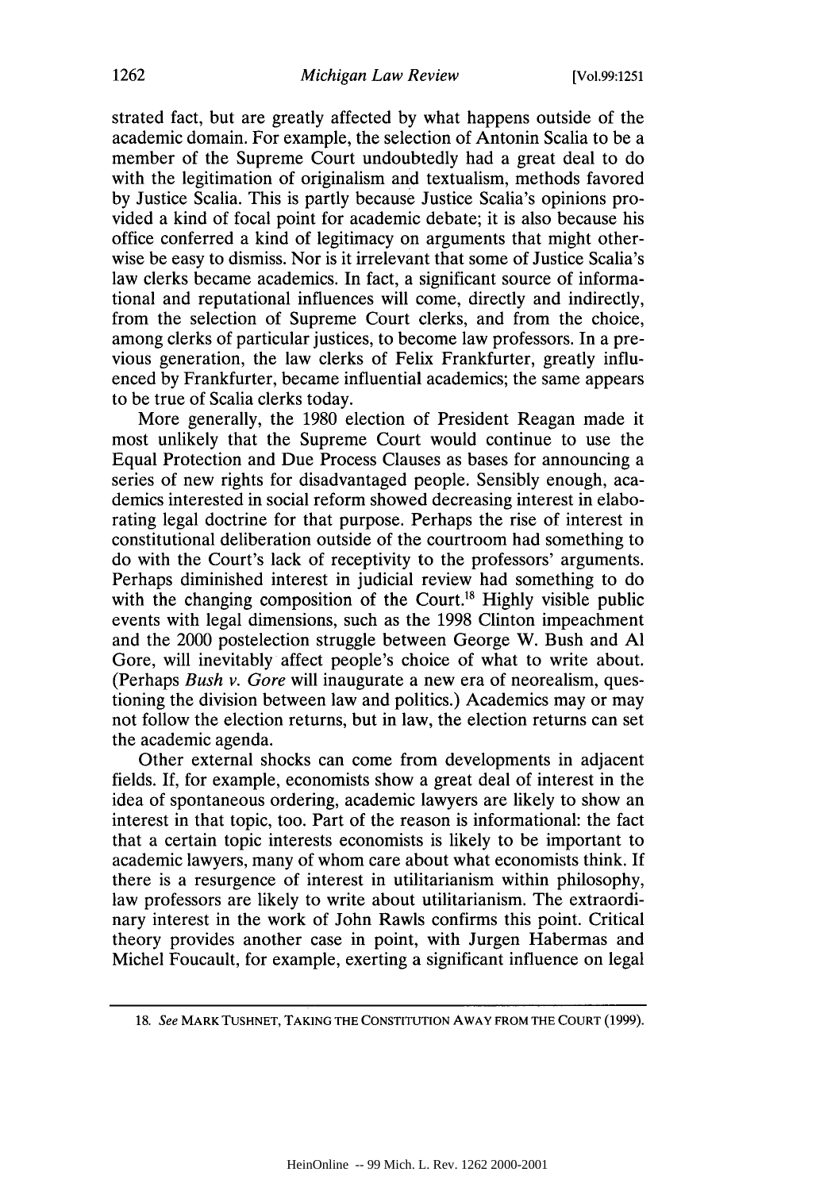strated fact, but are greatly affected by what happens outside of the academic domain. For example, the selection of Antonin Scalia to be a member of the Supreme Court undoubtedly had a great deal to do with the legitimation of originalism and textualism, methods favored by Justice Scalia. This is partly because Justice Scalia's opinions provided a kind of focal point for academic debate; it is also because his office conferred a kind of legitimacy on arguments that might otherwise be easy to dismiss. Nor is it irrelevant that some of Justice Scalia's law clerks became academics. In fact, a significant source of informational and reputational influences will come, directly and indirectly, from the selection of Supreme Court clerks, and from the choice, among clerks of particular justices, to become law professors. In a previous generation, the law clerks of Felix Frankfurter, greatly influenced by Frankfurter, became influential academics; the same appears to be true of Scalia clerks today.

More generally, the 1980 election of President Reagan made it most unlikely that the Supreme Court would continue to use the Equal Protection and Due Process Clauses as bases for announcing a series of new rights for disadvantaged people. Sensibly enough, academics interested in social reform showed decreasing interest in elaborating legal doctrine for that purpose. Perhaps the rise of interest in constitutional deliberation outside of the courtroom had something to do with the Court's lack of receptivity to the professors' arguments. Perhaps diminished interest in judicial review had something to do with the changing composition of the Court.[18] Highly visible public events with legal dimensions, such as the 1998 Clinton impeachment and the 2000 postelection struggle between George W. Bush and Al Gore, will inevitably affect people's choice of what to write about. (Perhaps *Bush v. Gore* will inaugurate a new era of neorealism, questioning the division between law and politics.) Academics may or may not follow the election returns, but in law, the election returns can set the academic agenda.

Other external shocks can come from developments in adjacent fields. If, for example, economists show a great deal of interest in the idea of spontaneous ordering, academic lawyers are likely to show an interest in that topic, too. Part of the reason is informational: the fact that a certain topic interests economists is likely to be important to academic lawyers, many of whom care about what economists think. If there is a resurgence of interest in utilitarianism within philosophy, law professors are likely to write about utilitarianism. The extraordinary interest in the work of John Rawls confirms this point. Critical theory provides another case in point, with Jurgen Habermas and Michel Foucault, for example, exerting a significant influence on legal

18. *See* MARK TUSHNET, TAKING THE CONSTITUTION AWAY FROM THE COURT (1999).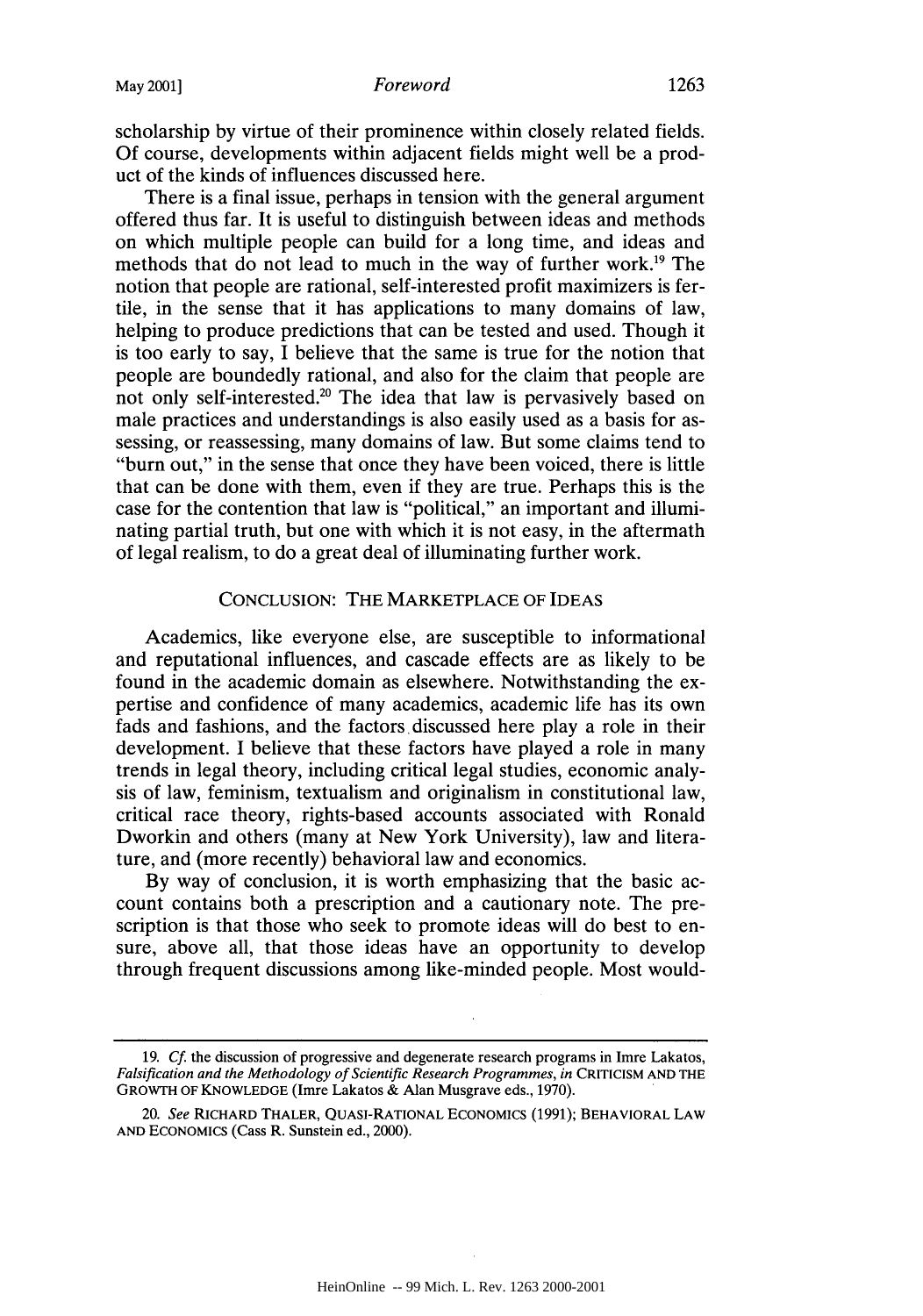scholarship by virtue of their prominence within closely related fields. Of course, developments within adjacent fields might well be a product of the kinds of influences discussed here.

There is a final issue, perhaps in tension with the general argument offered thus far. It is useful to distinguish between ideas and methods on which multiple people can build for a long time, and ideas and methods that do not lead to much in the way of further work.[19] The notion that people are rational, self-interested profit maximizers is fertile, in the sense that it has applications to many domains of law, helping to produce predictions that can be tested and used. Though it is too early to say, I believe that the same is true for the notion that people are boundedly rational, and also for the claim that people are not only self-interested.[20] The idea that law is pervasively based on male practices and understandings is also easily used as a basis for assessing, or reassessing, many domains of law. But some claims tend to "burn out," in the sense that once they have been voiced, there is little that can be done with them, even if they are true. Perhaps this is the case for the contention that law is "political," an important and illuminating partial truth, but one with which it is not easy, in the aftermath of legal realism, to do a great deal of illuminating further work.

## CONCLUSION: THE MARKETPLACE OF IDEAS

Academics, like everyone else, are susceptible to informational and reputational influences, and cascade effects are as likely to be found in the academic domain as elsewhere. Notwithstanding the expertise and confidence of many academics, academic life has its own fads and fashions, and the factors discussed here play a role in their development. I believe that these factors have played a role in many trends in legal theory, including critical legal studies, economic analysis of law, feminism, textualism and originalism in constitutional law, critical race theory, rights-based accounts associated with Ronald Dworkin and others (many at New York University), law and literature, and (more recently) behavioral law and economics.

By way of conclusion, it is worth emphasizing that the basic account contains both a prescription and a cautionary note. The prescription is that those who seek to promote ideas will do best to ensure, above all, that those ideas have an opportunity to develop through frequent discussions among like-minded people. Most would-

---

19. *Cf.* the discussion of progressive and degenerate research programs in Imre Lakatos, *Falsification and the Methodology of Scientific Research Programmes*, *in* CRITICISM AND THE GROWTH OF KNOWLEDGE (Imre Lakatos & Alan Musgrave eds., 1970).

20. *See* RICHARD THALER, QUASI-RATIONAL ECONOMICS (1991); BEHAVIORAL LAW AND ECONOMICS (Cass R. Sunstein ed., 2000).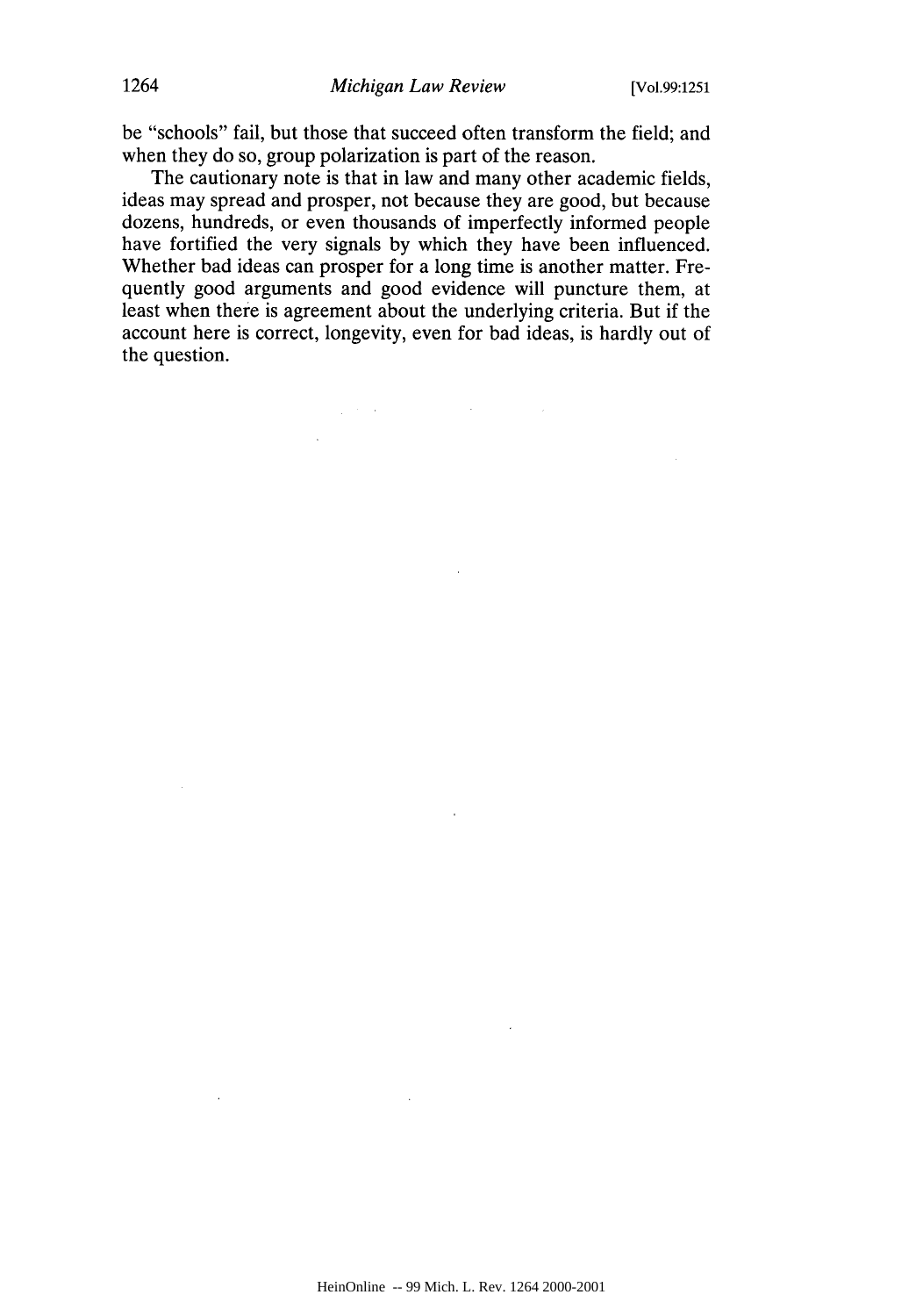be "schools" fail, but those that succeed often transform the field; and when they do so, group polarization is part of the reason.

The cautionary note is that in law and many other academic fields, ideas may spread and prosper, not because they are good, but because dozens, hundreds, or even thousands of imperfectly informed people have fortified the very signals by which they have been influenced. Whether bad ideas can prosper for a long time is another matter. Frequently good arguments and good evidence will puncture them, at least when there is agreement about the underlying criteria. But if the account here is correct, longevity, even for bad ideas, is hardly out of the question.